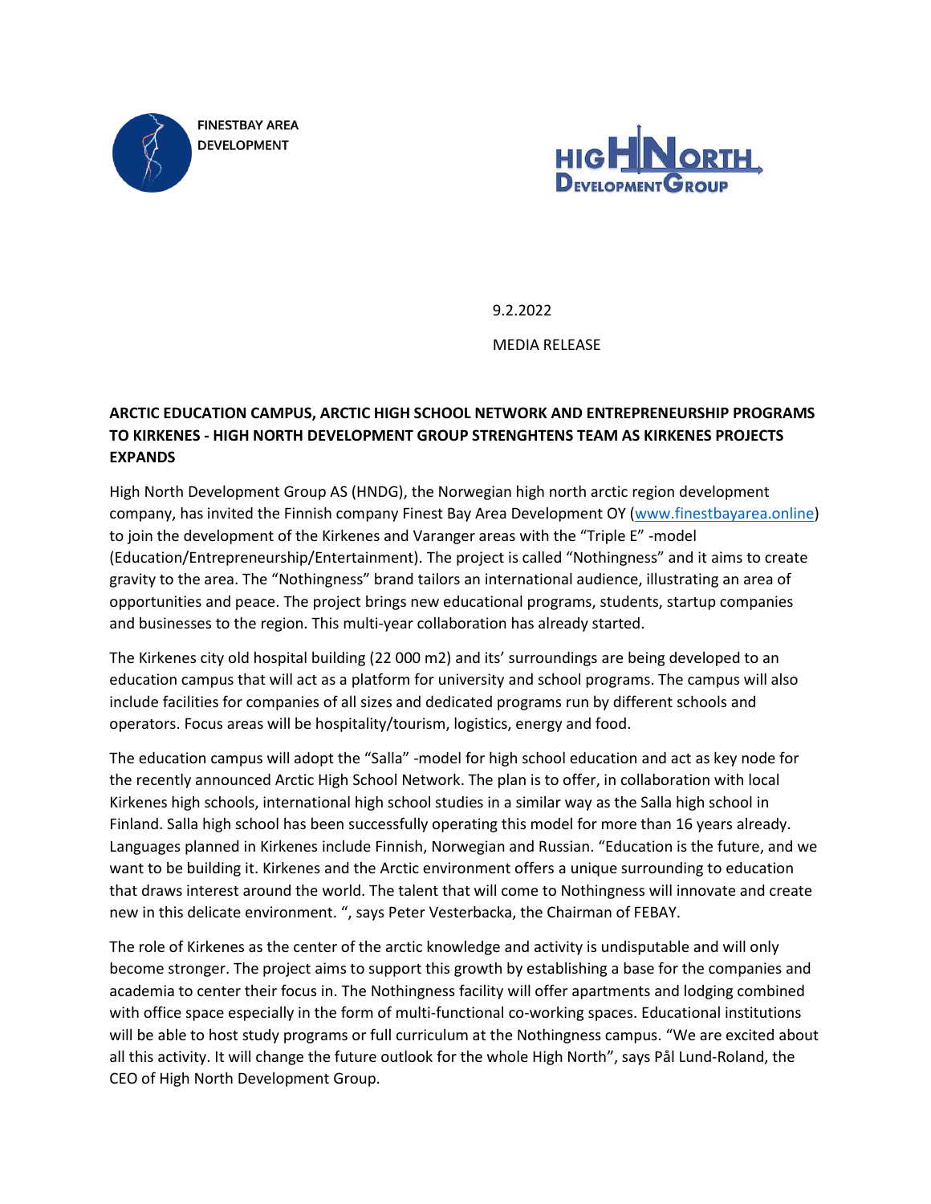FINESTBAY AREA DEVELOPMENT

HIGH NORTH DEVELOPMENT GROUP

9.2.2022

MEDIA RELEASE

**ARCTIC EDUCATION CAMPUS, ARCTIC HIGH SCHOOL NETWORK AND ENTREPRENEURSHIP PROGRAMS TO KIRKENES - HIGH NORTH DEVELOPMENT GROUP STRENGHTENS TEAM AS KIRKENES PROJECTS EXPANDS**

High North Development Group AS (HNDG), the Norwegian high north arctic region development company, has invited the Finnish company Finest Bay Area Development OY (www.finestbayarea.online) to join the development of the Kirkenes and Varanger areas with the "Triple E" -model (Education/Entrepreneurship/Entertainment). The project is called "Nothingness" and it aims to create gravity to the area. The "Nothingness" brand tailors an international audience, illustrating an area of opportunities and peace. The project brings new educational programs, students, startup companies and businesses to the region. This multi-year collaboration has already started.

The Kirkenes city old hospital building (22 000 m2) and its' surroundings are being developed to an education campus that will act as a platform for university and school programs. The campus will also include facilities for companies of all sizes and dedicated programs run by different schools and operators. Focus areas will be hospitality/tourism, logistics, energy and food.

The education campus will adopt the "Salla" -model for high school education and act as key node for the recently announced Arctic High School Network. The plan is to offer, in collaboration with local Kirkenes high schools, international high school studies in a similar way as the Salla high school in Finland. Salla high school has been successfully operating this model for more than 16 years already. Languages planned in Kirkenes include Finnish, Norwegian and Russian. "Education is the future, and we want to be building it. Kirkenes and the Arctic environment offers a unique surrounding to education that draws interest around the world. The talent that will come to Nothingness will innovate and create new in this delicate environment. ", says Peter Vesterbacka, the Chairman of FEBAY.

The role of Kirkenes as the center of the arctic knowledge and activity is undisputable and will only become stronger. The project aims to support this growth by establishing a base for the companies and academia to center their focus in. The Nothingness facility will offer apartments and lodging combined with office space especially in the form of multi-functional co-working spaces. Educational institutions will be able to host study programs or full curriculum at the Nothingness campus. "We are excited about all this activity. It will change the future outlook for the whole High North", says Pål Lund-Roland, the CEO of High North Development Group.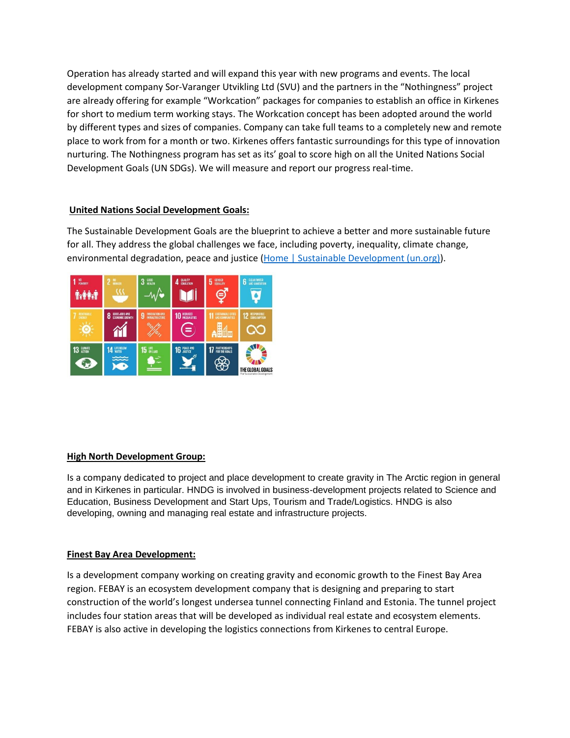Operation has already started and will expand this year with new programs and events. The local development company Sor-Varanger Utvikling Ltd (SVU) and the partners in the "Nothingness" project are already offering for example "Workcation" packages for companies to establish an office in Kirkenes for short to medium term working stays. The Workcation concept has been adopted around the world by different types and sizes of companies. Company can take full teams to a completely new and remote place to work from for a month or two. Kirkenes offers fantastic surroundings for this type of innovation nurturing. The Nothingness program has set as its' goal to score high on all the United Nations Social Development Goals (UN SDGs). We will measure and report our progress real-time.

**United Nations Social Development Goals:**

The Sustainable Development Goals are the blueprint to achieve a better and more sustainable future for all. They address the global challenges we face, including poverty, inequality, climate change, environmental degradation, peace and justice (Home | Sustainable Development (un.org)).

**High North Development Group:**

Is a company dedicated to project and place development to create gravity in The Arctic region in general and in Kirkenes in particular. HNDG is involved in business-development projects related to Science and Education, Business Development and Start Ups, Tourism and Trade/Logistics. HNDG is also developing, owning and managing real estate and infrastructure projects.

**Finest Bay Area Development:**

Is a development company working on creating gravity and economic growth to the Finest Bay Area region. FEBAY is an ecosystem development company that is designing and preparing to start construction of the world's longest undersea tunnel connecting Finland and Estonia. The tunnel project includes four station areas that will be developed as individual real estate and ecosystem elements. FEBAY is also active in developing the logistics connections from Kirkenes to central Europe.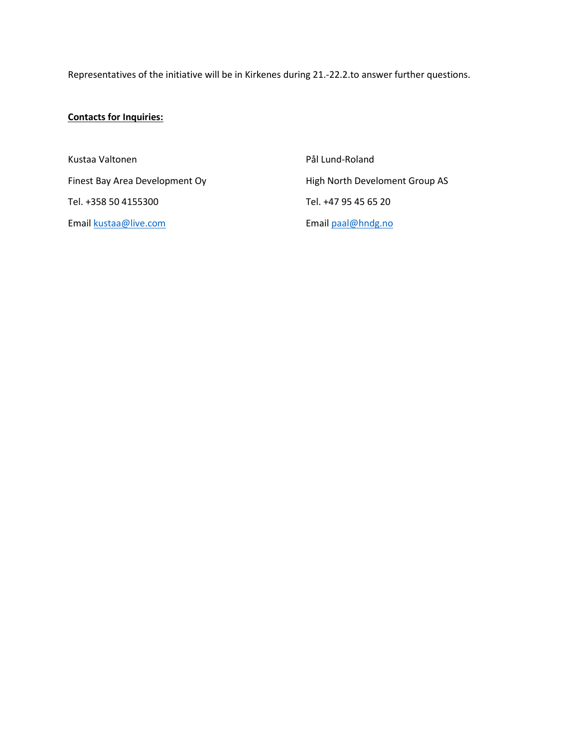Representatives of the initiative will be in Kirkenes during 21.-22.2.to answer further questions.

**Contacts for Inquiries:**

Kustaa Valtonen

Finest Bay Area Development Oy

Tel. +358 50 4155300

Email kustaa@live.com

Pål Lund-Roland

High North Develoment Group AS

Tel. +47 95 45 65 20

Email paal@hndg.no